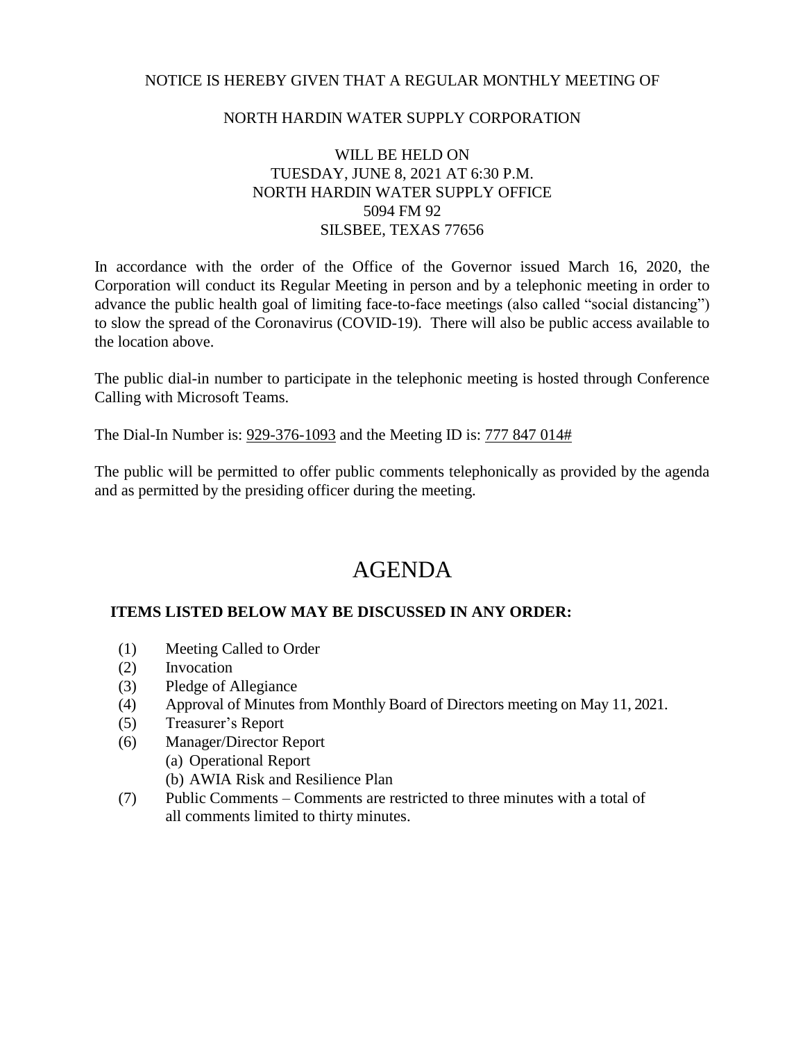NOTICE IS HEREBY GIVEN THAT A REGULAR MONTHLY MEETING OF

NORTH HARDIN WATER SUPPLY CORPORATION

WILL BE HELD ON
TUESDAY, JUNE 8, 2021 AT 6:30 P.M.
NORTH HARDIN WATER SUPPLY OFFICE
5094 FM 92
SILSBEE, TEXAS 77656

In accordance with the order of the Office of the Governor issued March 16, 2020, the Corporation will conduct its Regular Meeting in person and by a telephonic meeting in order to advance the public health goal of limiting face-to-face meetings (also called "social distancing") to slow the spread of the Coronavirus (COVID-19). There will also be public access available to the location above.

The public dial-in number to participate in the telephonic meeting is hosted through Conference Calling with Microsoft Teams.

The Dial-In Number is: 929-376-1093 and the Meeting ID is: 777 847 014#

The public will be permitted to offer public comments telephonically as provided by the agenda and as permitted by the presiding officer during the meeting.

# AGENDA

**ITEMS LISTED BELOW MAY BE DISCUSSED IN ANY ORDER:**

(1) Meeting Called to Order
(2) Invocation
(3) Pledge of Allegiance
(4) Approval of Minutes from Monthly Board of Directors meeting on May 11, 2021.
(5) Treasurer's Report
(6) Manager/Director Report
  (a) Operational Report
  (b) AWIA Risk and Resilience Plan
(7) Public Comments – Comments are restricted to three minutes with a total of all comments limited to thirty minutes.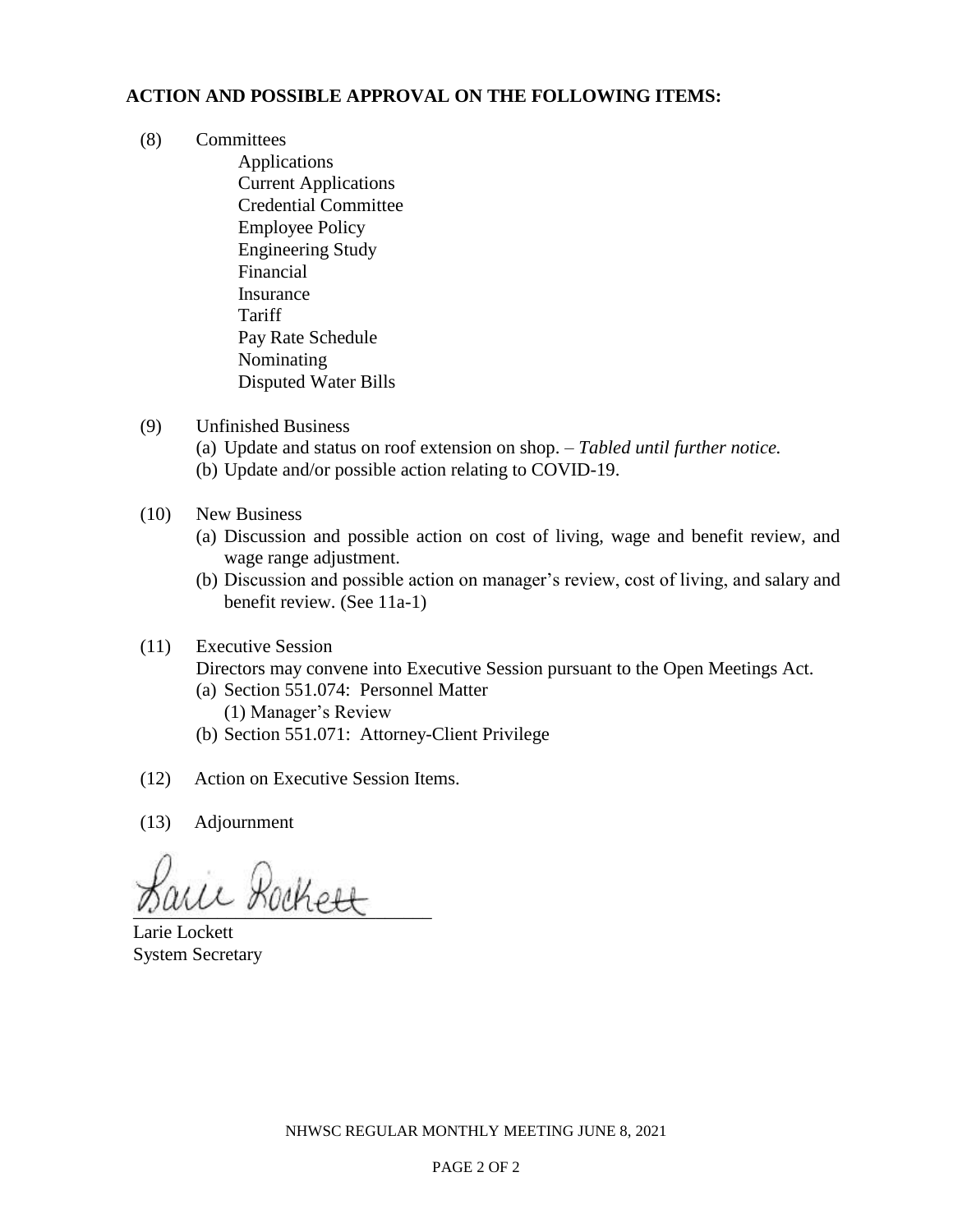**ACTION AND POSSIBLE APPROVAL ON THE FOLLOWING ITEMS:**

(8) Committees

- Applications
- Current Applications
- Credential Committee
- Employee Policy
- Engineering Study
- Financial
- Insurance
- Tariff
- Pay Rate Schedule
- Nominating
- Disputed Water Bills

(9) Unfinished Business

(a) Update and status on roof extension on shop. – *Tabled until further notice.*

(b) Update and/or possible action relating to COVID-19.

(10) New Business

(a) Discussion and possible action on cost of living, wage and benefit review, and wage range adjustment.

(b) Discussion and possible action on manager's review, cost of living, and salary and benefit review. (See 11a-1)

(11) Executive Session

Directors may convene into Executive Session pursuant to the Open Meetings Act.

(a) Section 551.074: Personnel Matter

(1) Manager's Review

(b) Section 551.071: Attorney-Client Privilege

(12) Action on Executive Session Items.

(13) Adjournment

Larie Lockett

Larie Lockett
System Secretary

NHWSC REGULAR MONTHLY MEETING JUNE 8, 2021